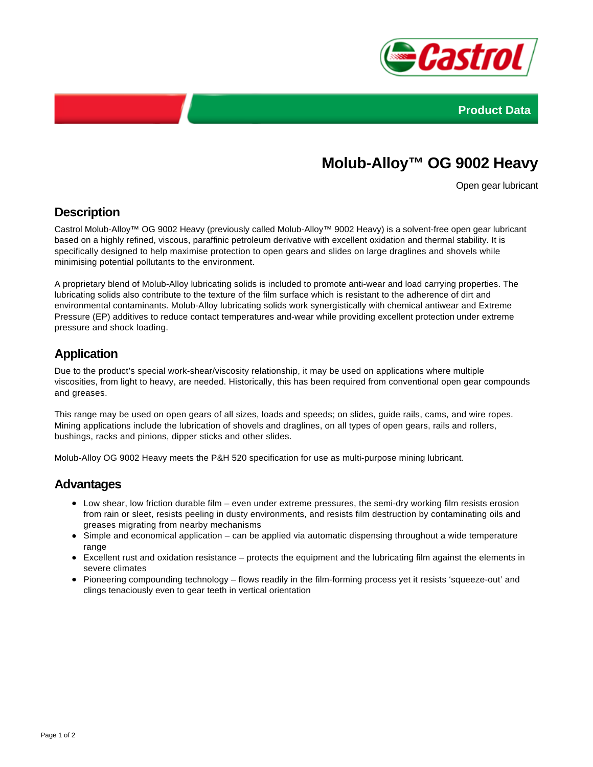Product Data

# Molub-Alloy™ OG 9002 Heavy

Open gear lubricant

## Description

Castrol Molub-Alloy™ OG 9002 Heavy (previously called Molub-Alloy™ 9002 Heavy) is a solvent-free open gear lubricant based on a highly refined, viscous, paraffinic petroleum derivative with excellent oxidation and thermal stability. It is specifically designed to help maximise protection to open gears and slides on large draglines and shovels while minimising potential pollutants to the environment.

A proprietary blend of Molub-Alloy lubricating solids is included to promote anti-wear and load carrying properties. The lubricating solids also contribute to the texture of the film surface which is resistant to the adherence of dirt and environmental contaminants. Molub-Alloy lubricating solids work synergistically with chemical antiwear and Extreme Pressure (EP) additives to reduce contact temperatures and-wear while providing excellent protection under extreme pressure and shock loading.

## Application

Due to the product's special work-shear/viscosity relationship, it may be used on applications where multiple viscosities, from light to heavy, are needed. Historically, this has been required from conventional open gear compounds and greases.

This range may be used on open gears of all sizes, loads and speeds; on slides, guide rails, cams, and wire ropes. Mining applications include the lubrication of shovels and draglines, on all types of open gears, rails and rollers, bushings, racks and pinions, dipper sticks and other slides.

Molub-Alloy OG 9002 Heavy meets the P&H 520 specification for use as multi-purpose mining lubricant.

## Advantages

- Low shear, low friction durable film – even under extreme pressures, the semi-dry working film resists erosion from rain or sleet, resists peeling in dusty environments, and resists film destruction by contaminating oils and greases migrating from nearby mechanisms
- Simple and economical application – can be applied via automatic dispensing throughout a wide temperature range
- Excellent rust and oxidation resistance – protects the equipment and the lubricating film against the elements in severe climates
- Pioneering compounding technology – flows readily in the film-forming process yet it resists 'squeeze-out' and clings tenaciously even to gear teeth in vertical orientation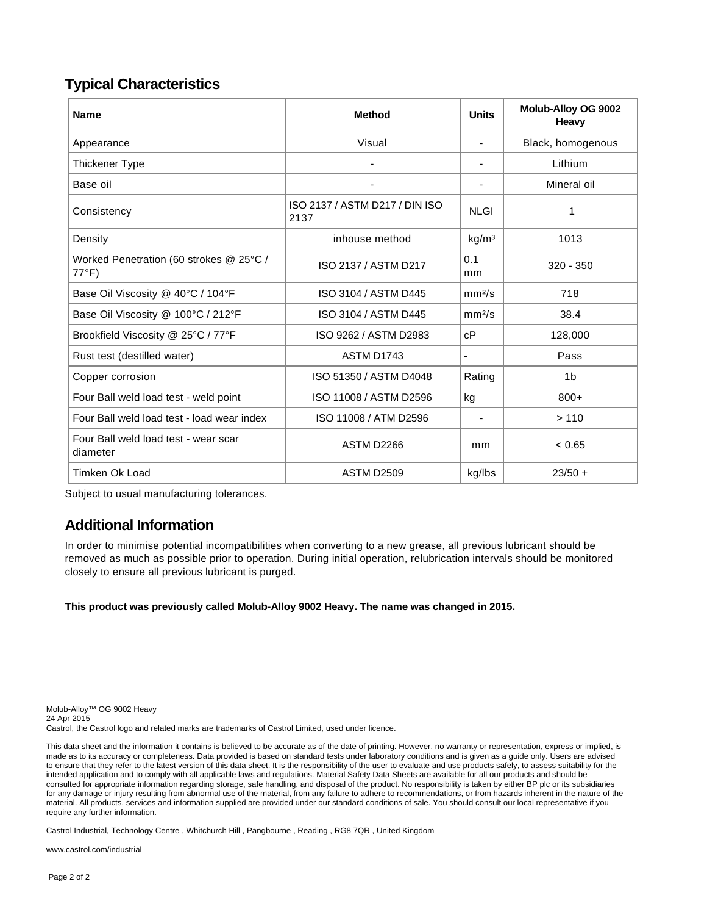## Typical Characteristics

| Name | Method | Units | Molub-Alloy OG 9002 Heavy |
|---|---|---|---|
| Appearance | Visual | - | Black, homogenous |
| Thickener Type | - | - | Lithium |
| Base oil | - | - | Mineral oil |
| Consistency | ISO 2137 / ASTM D217 / DIN ISO 2137 | NLGI | 1 |
| Density | inhouse method | kg/m³ | 1013 |
| Worked Penetration (60 strokes @ 25°C / 77°F) | ISO 2137 / ASTM D217 | 0.1 mm | 320 - 350 |
| Base Oil Viscosity @ 40°C / 104°F | ISO 3104 / ASTM D445 | mm²/s | 718 |
| Base Oil Viscosity @ 100°C / 212°F | ISO 3104 / ASTM D445 | mm²/s | 38.4 |
| Brookfield Viscosity @ 25°C / 77°F | ISO 9262 / ASTM D2983 | cP | 128,000 |
| Rust test (destilled water) | ASTM D1743 | - | Pass |
| Copper corrosion | ISO 51350 / ASTM D4048 | Rating | 1b |
| Four Ball weld load test - weld point | ISO 11008 / ASTM D2596 | kg | 800+ |
| Four Ball weld load test - load wear index | ISO 11008 / ATM D2596 | - | > 110 |
| Four Ball weld load test - wear scar diameter | ASTM D2266 | mm | < 0.65 |
| Timken Ok Load | ASTM D2509 | kg/lbs | 23/50 + |

Subject to usual manufacturing tolerances.

## Additional Information

In order to minimise potential incompatibilities when converting to a new grease, all previous lubricant should be removed as much as possible prior to operation. During initial operation, relubrication intervals should be monitored closely to ensure all previous lubricant is purged.

**This product was previously called Molub-Alloy 9002 Heavy. The name was changed in 2015.**

Molub-Alloy™ OG 9002 Heavy
24 Apr 2015
Castrol, the Castrol logo and related marks are trademarks of Castrol Limited, used under licence.

This data sheet and the information it contains is believed to be accurate as of the date of printing. However, no warranty or representation, express or implied, is made as to its accuracy or completeness. Data provided is based on standard tests under laboratory conditions and is given as a guide only. Users are advised to ensure that they refer to the latest version of this data sheet. It is the responsibility of the user to evaluate and use products safely, to assess suitability for the intended application and to comply with all applicable laws and regulations. Material Safety Data Sheets are available for all our products and should be consulted for appropriate information regarding storage, safe handling, and disposal of the product. No responsibility is taken by either BP plc or its subsidiaries for any damage or injury resulting from abnormal use of the material, from any failure to adhere to recommendations, or from hazards inherent in the nature of the material. All products, services and information supplied are provided under our standard conditions of sale. You should consult our local representative if you require any further information.

Castrol Industrial, Technology Centre , Whitchurch Hill , Pangbourne , Reading , RG8 7QR , United Kingdom

www.castrol.com/industrial